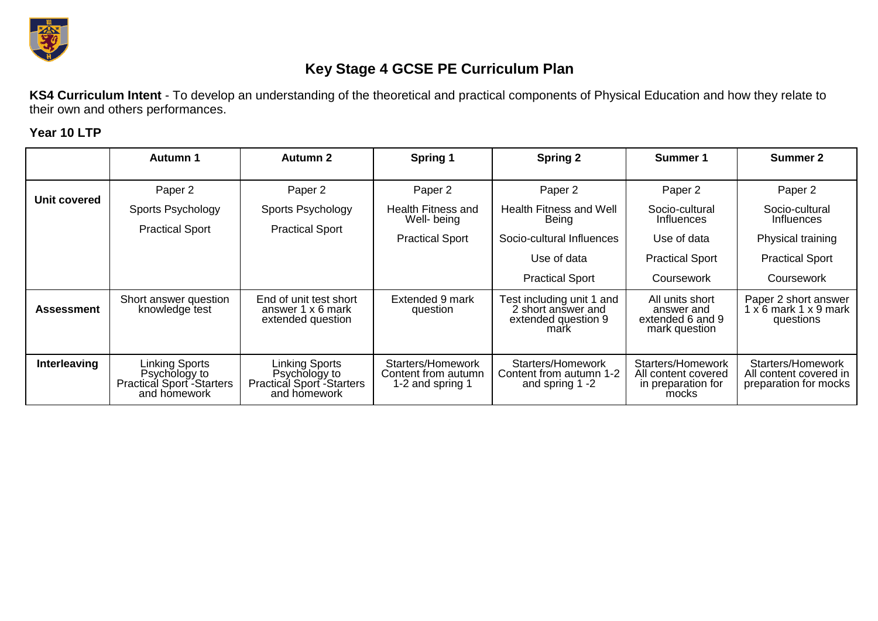# Key Stage 4 GCSE PE Curriculum Plan

**KS4 Curriculum Intent** - To develop an understanding of the theoretical and practical components of Physical Education and how they relate to their own and others performances.

**Year 10 LTP**

| | Autumn 1 | Autumn 2 | Spring 1 | Spring 2 | Summer 1 | Summer 2 |
|---|---|---|---|---|---|---|
| **Unit covered** | Paper 2<br>Sports Psychology<br>Practical Sport | Paper 2<br>Sports Psychology<br>Practical Sport | Paper 2<br>Health Fitness and Well- being<br>Practical Sport | Paper 2<br>Health Fitness and Well Being<br>Socio-cultural Influences<br>Use of data<br>Practical Sport | Paper 2<br>Socio-cultural Influences<br>Use of data<br>Practical Sport<br>Coursework | Paper 2<br>Socio-cultural Influences<br>Physical training<br>Practical Sport<br>Coursework |
| **Assessment** | Short answer question knowledge test | End of unit test short answer 1 x 6 mark extended question | Extended 9 mark question | Test including unit 1 and 2 short answer and extended question 9 mark | All units short answer and extended 6 and 9 mark question | Paper 2 short answer 1 x 6 mark 1 x 9 mark questions |
| **Interleaving** | Linking Sports Psychology to Practical Sport -Starters and homework | Linking Sports Psychology to Practical Sport -Starters and homework | Starters/Homework Content from autumn 1-2 and spring 1 | Starters/Homework Content from autumn 1-2 and spring 1 -2 | Starters/Homework All content covered in preparation for mocks | Starters/Homework All content covered in preparation for mocks |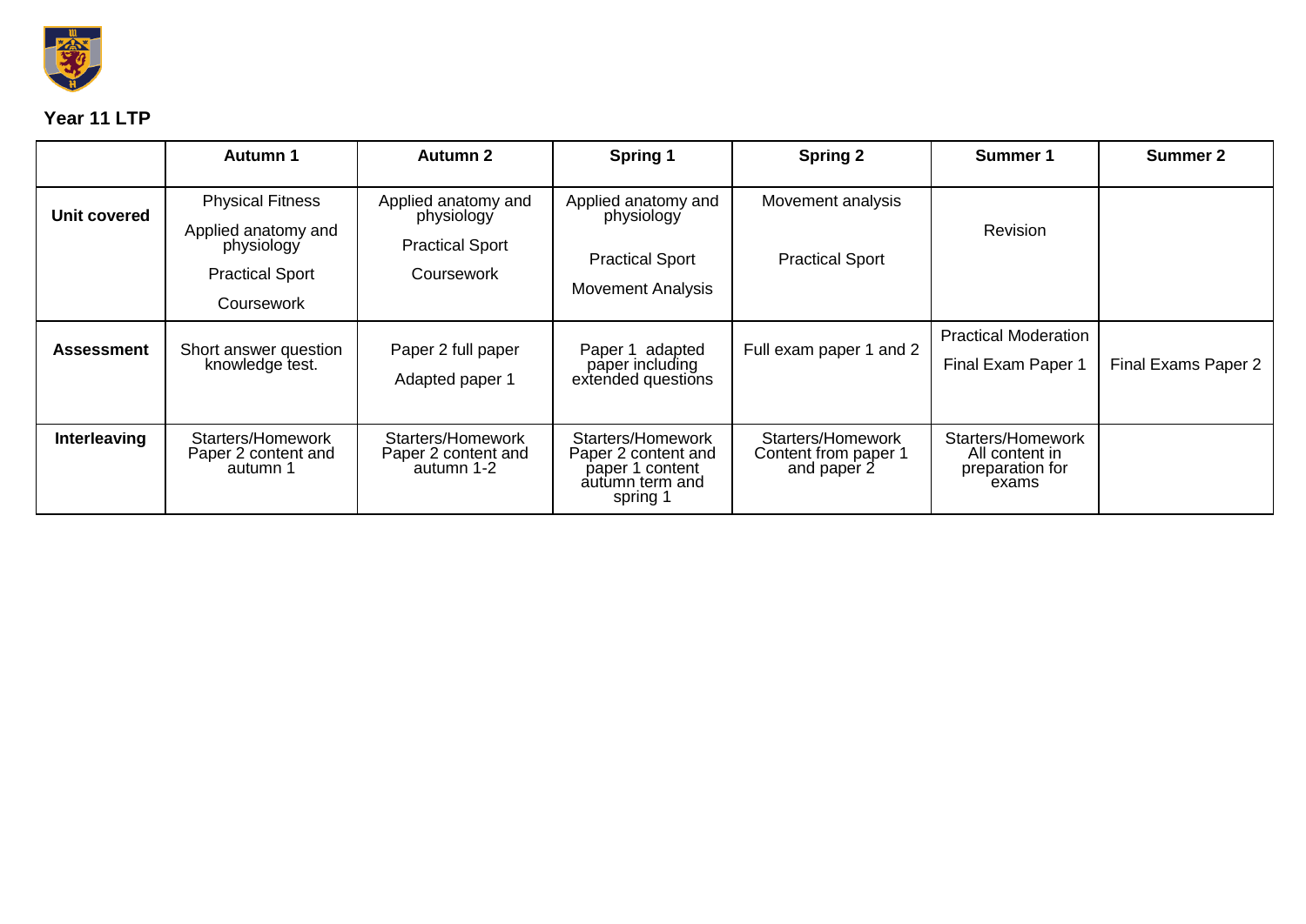**Year 11 LTP**

| | Autumn 1 | Autumn 2 | Spring 1 | Spring 2 | Summer 1 | Summer 2 |
|---|---|---|---|---|---|---|
| **Unit covered** | Physical Fitness<br>Applied anatomy and physiology<br>Practical Sport<br>Coursework | Applied anatomy and physiology<br>Practical Sport<br>Coursework | Applied anatomy and physiology<br>Practical Sport<br>Movement Analysis | Movement analysis<br>Practical Sport | Revision | |
| **Assessment** | Short answer question knowledge test. | Paper 2 full paper<br>Adapted paper 1 | Paper 1 adapted paper including extended questions | Full exam paper 1 and 2 | Practical Moderation<br>Final Exam Paper 1 | Final Exams Paper 2 |
| **Interleaving** | Starters/Homework Paper 2 content and autumn 1 | Starters/Homework Paper 2 content and autumn 1-2 | Starters/Homework Paper 2 content and paper 1 content autumn term and spring 1 | Starters/Homework Content from paper 1 and paper 2 | Starters/Homework All content in preparation for exams | |